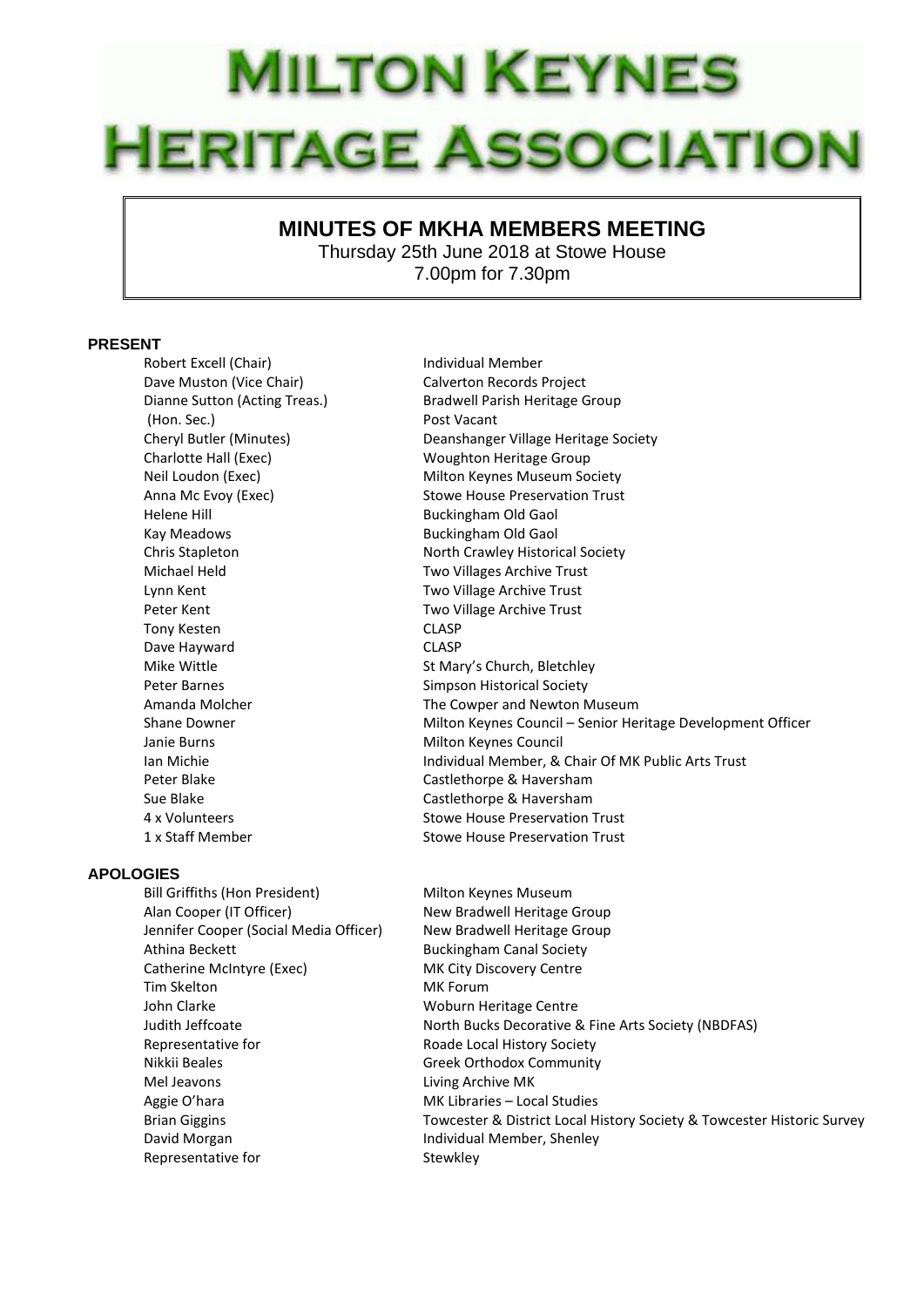# MILTON KEYNES HERITAGE ASSOCIATION

## MINUTES OF MKHA MEMBERS MEETING

Thursday 25th June 2018 at Stowe House
7.00pm for 7.30pm

### PRESENT

| | |
|---|---|
| Robert Excell (Chair) | Individual Member |
| Dave Muston (Vice Chair) | Calverton Records Project |
| Dianne Sutton (Acting Treas.) | Bradwell Parish Heritage Group |
| (Hon. Sec.) | Post Vacant |
| Cheryl Butler (Minutes) | Deanshanger Village Heritage Society |
| Charlotte Hall (Exec) | Woughton Heritage Group |
| Neil Loudon (Exec) | Milton Keynes Museum Society |
| Anna Mc Evoy (Exec) | Stowe House Preservation Trust |
| Helene Hill | Buckingham Old Gaol |
| Kay Meadows | Buckingham Old Gaol |
| Chris Stapleton | North Crawley Historical Society |
| Michael Held | Two Villages Archive Trust |
| Lynn Kent | Two Village Archive Trust |
| Peter Kent | Two Village Archive Trust |
| Tony Kesten | CLASP |
| Dave Hayward | CLASP |
| Mike Wittle | St Mary's Church, Bletchley |
| Peter Barnes | Simpson Historical Society |
| Amanda Molcher | The Cowper and Newton Museum |
| Shane Downer | Milton Keynes Council – Senior Heritage Development Officer |
| Janie Burns | Milton Keynes Council |
| Ian Michie | Individual Member, & Chair Of MK Public Arts Trust |
| Peter Blake | Castlethorpe & Haversham |
| Sue Blake | Castlethorpe & Haversham |
| 4 x Volunteers | Stowe House Preservation Trust |
| 1 x Staff Member | Stowe House Preservation Trust |

### APOLOGIES

| | |
|---|---|
| Bill Griffiths (Hon President) | Milton Keynes Museum |
| Alan Cooper (IT Officer) | New Bradwell Heritage Group |
| Jennifer Cooper (Social Media Officer) | New Bradwell Heritage Group |
| Athina Beckett | Buckingham Canal Society |
| Catherine McIntyre (Exec) | MK City Discovery Centre |
| Tim Skelton | MK Forum |
| John Clarke | Woburn Heritage Centre |
| Judith Jeffcoate | North Bucks Decorative & Fine Arts Society (NBDFAS) |
| Representative for | Roade Local History Society |
| Nikkii Beales | Greek Orthodox Community |
| Mel Jeavons | Living Archive MK |
| Aggie O'hara | MK Libraries – Local Studies |
| Brian Giggins | Towcester & District Local History Society & Towcester Historic Survey |
| David Morgan | Individual Member, Shenley |
| Representative for | Stewkley |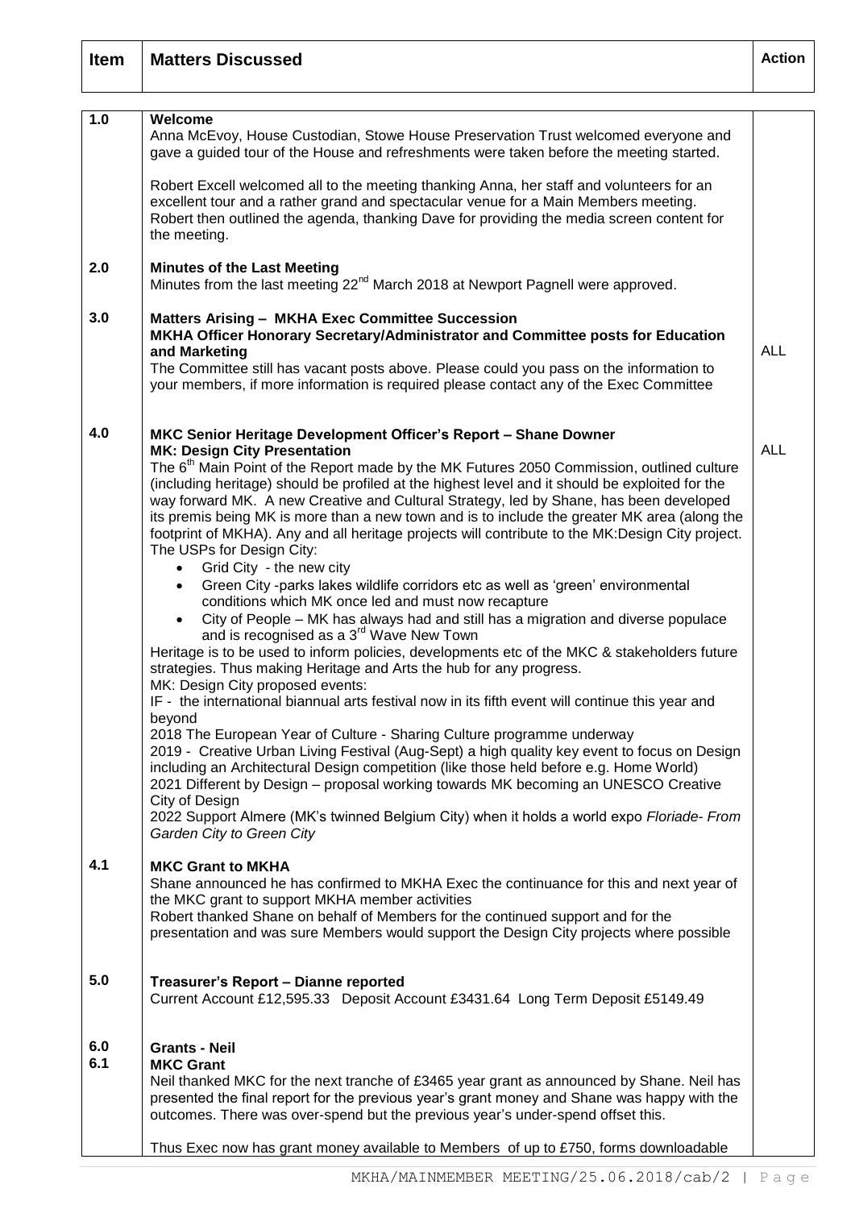| Item | Matters Discussed | Action |
|---|---|---|
| 1.0 | **Welcome**<br>Anna McEvoy, House Custodian, Stowe House Preservation Trust welcomed everyone and gave a guided tour of the House and refreshments were taken before the meeting started.<br><br>Robert Excell welcomed all to the meeting thanking Anna, her staff and volunteers for an excellent tour and a rather grand and spectacular venue for a Main Members meeting. Robert then outlined the agenda, thanking Dave for providing the media screen content for the meeting. | |
| 2.0 | **Minutes of the Last Meeting**<br>Minutes from the last meeting 22nd March 2018 at Newport Pagnell were approved. | |
| 3.0 | **Matters Arising – MKHA Exec Committee Succession**<br>**MKHA Officer Honorary Secretary/Administrator and Committee posts for Education and Marketing**<br>The Committee still has vacant posts above. Please could you pass on the information to your members, if more information is required please contact any of the Exec Committee | ALL |
| 4.0 | **MKC Senior Heritage Development Officer's Report – Shane Downer**<br>**MK: Design City Presentation**<br>The 6th Main Point of the Report made by the MK Futures 2050 Commission, outlined culture (including heritage) should be profiled at the highest level and it should be exploited for the way forward MK. A new Creative and Cultural Strategy, led by Shane, has been developed its premis being MK is more than a new town and is to include the greater MK area (along the footprint of MKHA). Any and all heritage projects will contribute to the MK:Design City project.<br>The USPs for Design City:<br>• Grid City - the new city<br>• Green City -parks lakes wildlife corridors etc as well as 'green' environmental conditions which MK once led and must now recapture<br>• City of People – MK has always had and still has a migration and diverse populace and is recognised as a 3rd Wave New Town<br>Heritage is to be used to inform policies, developments etc of the MKC & stakeholders future strategies. Thus making Heritage and Arts the hub for any progress.<br>MK: Design City proposed events:<br>IF - the international biannual arts festival now in its fifth event will continue this year and beyond<br>2018 The European Year of Culture - Sharing Culture programme underway<br>2019 - Creative Urban Living Festival (Aug-Sept) a high quality key event to focus on Design including an Architectural Design competition (like those held before e.g. Home World)<br>2021 Different by Design – proposal working towards MK becoming an UNESCO Creative City of Design<br>2022 Support Almere (MK's twinned Belgium City) when it holds a world expo *Floriade- From Garden City to Green City* | ALL |
| 4.1 | **MKC Grant to MKHA**<br>Shane announced he has confirmed to MKHA Exec the continuance for this and next year of the MKC grant to support MKHA member activities<br>Robert thanked Shane on behalf of Members for the continued support and for the presentation and was sure Members would support the Design City projects where possible | |
| 5.0 | **Treasurer's Report – Dianne reported**<br>Current Account £12,595.33 Deposit Account £3431.64 Long Term Deposit £5149.49 | |
| 6.0<br>6.1 | **Grants - Neil**<br>**MKC Grant**<br>Neil thanked MKC for the next tranche of £3465 year grant as announced by Shane. Neil has presented the final report for the previous year's grant money and Shane was happy with the outcomes. There was over-spend but the previous year's under-spend offset this.<br><br>Thus Exec now has grant money available to Members of up to £750, forms downloadable | |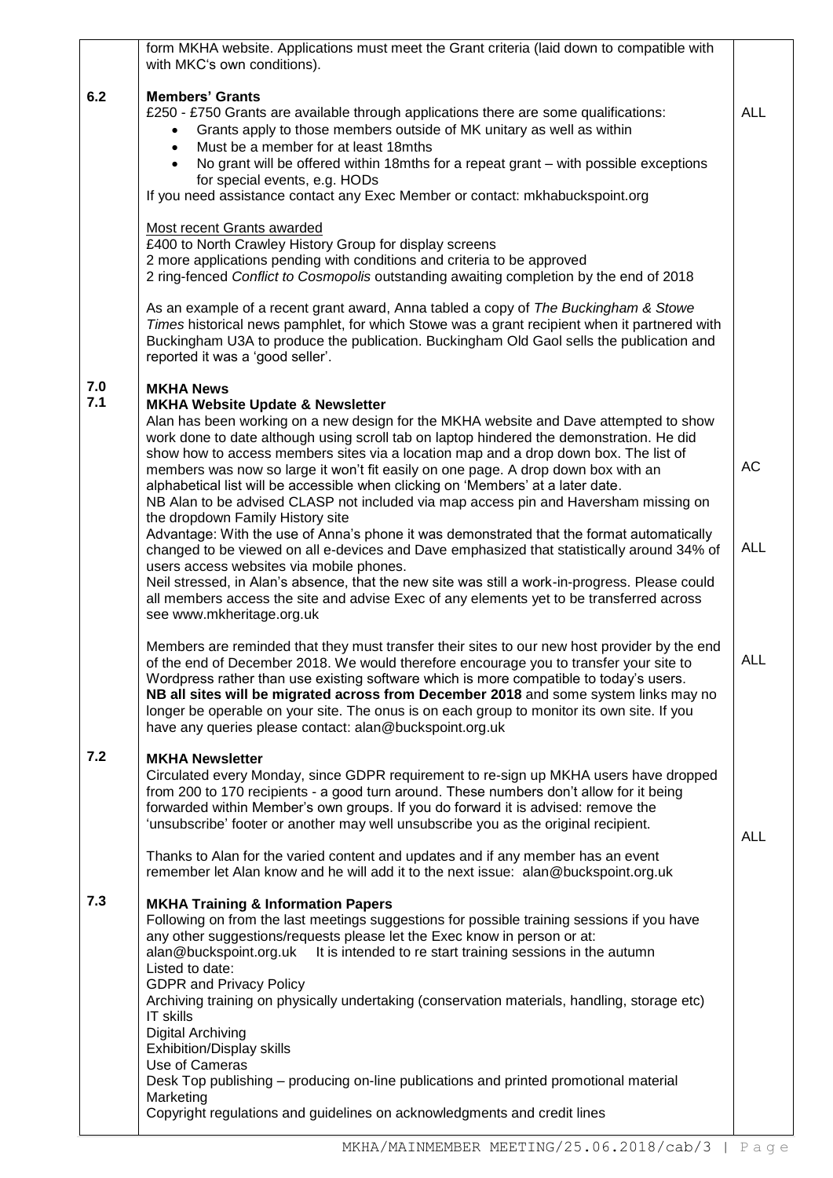| | | |
|---|---|---|
| | form MKHA website. Applications must meet the Grant criteria (laid down to compatible with with MKC's own conditions). | |
| 6.2 | **Members' Grants**<br>£250 - £750 Grants are available through applications there are some qualifications:<br>• Grants apply to those members outside of MK unitary as well as within<br>• Must be a member for at least 18mths<br>• No grant will be offered within 18mths for a repeat grant – with possible exceptions for special events, e.g. HODs<br>If you need assistance contact any Exec Member or contact: mkhabuckspoint.org<br><br><u>Most recent Grants awarded</u><br>£400 to North Crawley History Group for display screens<br>2 more applications pending with conditions and criteria to be approved<br>2 ring-fenced *Conflict to Cosmopolis* outstanding awaiting completion by the end of 2018<br><br>As an example of a recent grant award, Anna tabled a copy of *The Buckingham & Stowe Times* historical news pamphlet, for which Stowe was a grant recipient when it partnered with Buckingham U3A to produce the publication. Buckingham Old Gaol sells the publication and reported it was a 'good seller'. | ALL |
| 7.0<br>7.1 | **MKHA News**<br>**MKHA Website Update & Newsletter**<br>Alan has been working on a new design for the MKHA website and Dave attempted to show work done to date although using scroll tab on laptop hindered the demonstration. He did show how to access members sites via a location map and a drop down box. The list of members was now so large it won't fit easily on one page. A drop down box with an alphabetical list will be accessible when clicking on 'Members' at a later date.<br>NB Alan to be advised CLASP not included via map access pin and Haversham missing on the dropdown Family History site | AC |
| | Advantage: With the use of Anna's phone it was demonstrated that the format automatically changed to be viewed on all e-devices and Dave emphasized that statistically around 34% of users access websites via mobile phones.<br>Neil stressed, in Alan's absence, that the new site was still a work-in-progress. Please could all members access the site and advise Exec of any elements yet to be transferred across see www.mkheritage.org.uk | ALL |
| | Members are reminded that they must transfer their sites to our new host provider by the end of the end of December 2018. We would therefore encourage you to transfer your site to Wordpress rather than use existing software which is more compatible to today's users.<br>**NB all sites will be migrated across from December 2018** and some system links may no longer be operable on your site. The onus is on each group to monitor its own site. If you have any queries please contact: alan@buckspoint.org.uk | ALL |
| 7.2 | **MKHA Newsletter**<br>Circulated every Monday, since GDPR requirement to re-sign up MKHA users have dropped from 200 to 170 recipients - a good turn around. These numbers don't allow for it being forwarded within Member's own groups. If you do forward it is advised: remove the 'unsubscribe' footer or another may well unsubscribe you as the original recipient.<br><br>Thanks to Alan for the varied content and updates and if any member has an event remember let Alan know and he will add it to the next issue: alan@buckspoint.org.uk | ALL |
| 7.3 | **MKHA Training & Information Papers**<br>Following on from the last meetings suggestions for possible training sessions if you have any other suggestions/requests please let the Exec know in person or at:<br>alan@buckspoint.org.uk It is intended to re start training sessions in the autumn<br>Listed to date:<br>GDPR and Privacy Policy<br>Archiving training on physically undertaking (conservation materials, handling, storage etc)<br>IT skills<br>Digital Archiving<br>Exhibition/Display skills<br>Use of Cameras<br>Desk Top publishing – producing on-line publications and printed promotional material<br>Marketing<br>Copyright regulations and guidelines on acknowledgments and credit lines | |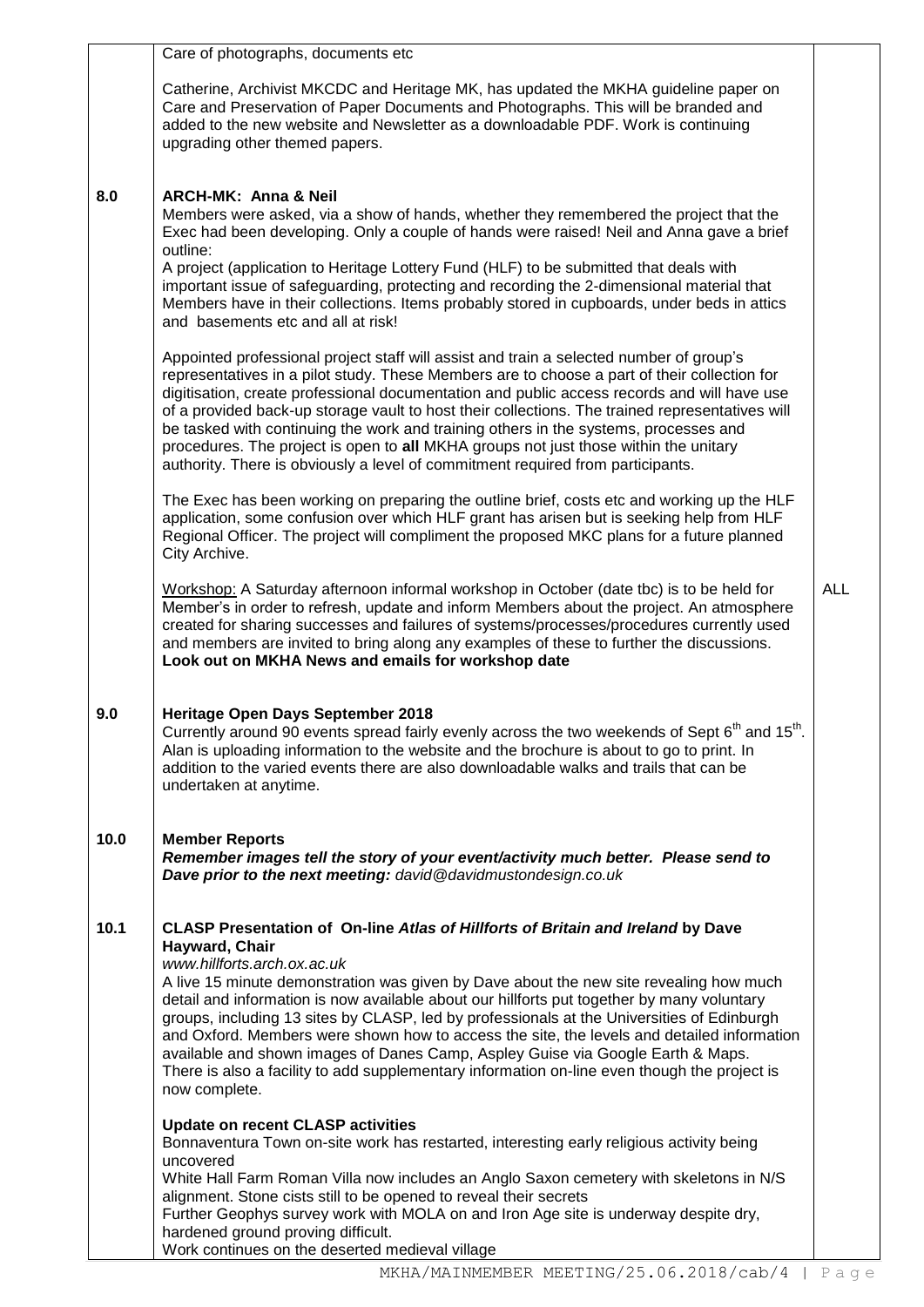Care of photographs, documents etc

Catherine, Archivist MKCDC and Heritage MK, has updated the MKHA guideline paper on Care and Preservation of Paper Documents and Photographs. This will be branded and added to the new website and Newsletter as a downloadable PDF. Work is continuing upgrading other themed papers.

**8.0 ARCH-MK: Anna & Neil**

Members were asked, via a show of hands, whether they remembered the project that the Exec had been developing. Only a couple of hands were raised! Neil and Anna gave a brief outline:

A project (application to Heritage Lottery Fund (HLF) to be submitted that deals with important issue of safeguarding, protecting and recording the 2-dimensional material that Members have in their collections. Items probably stored in cupboards, under beds in attics and basements etc and all at risk!

Appointed professional project staff will assist and train a selected number of group's representatives in a pilot study. These Members are to choose a part of their collection for digitisation, create professional documentation and public access records and will have use of a provided back-up storage vault to host their collections. The trained representatives will be tasked with continuing the work and training others in the systems, processes and procedures. The project is open to **all** MKHA groups not just those within the unitary authority. There is obviously a level of commitment required from participants.

The Exec has been working on preparing the outline brief, costs etc and working up the HLF application, some confusion over which HLF grant has arisen but is seeking help from HLF Regional Officer. The project will compliment the proposed MKC plans for a future planned City Archive.

Workshop: A Saturday afternoon informal workshop in October (date tbc) is to be held for Member's in order to refresh, update and inform Members about the project. An atmosphere created for sharing successes and failures of systems/processes/procedures currently used and members are invited to bring along any examples of these to further the discussions. **Look out on MKHA News and emails for workshop date** — ALL

**9.0 Heritage Open Days September 2018**

Currently around 90 events spread fairly evenly across the two weekends of Sept 6th and 15th. Alan is uploading information to the website and the brochure is about to go to print. In addition to the varied events there are also downloadable walks and trails that can be undertaken at anytime.

**10.0 Member Reports**

***Remember images tell the story of your event/activity much better. Please send to Dave prior to the next meeting:*** *david@davidmustondesign.co.uk*

**10.1 CLASP Presentation of On-line *Atlas of Hillforts of Britain and Ireland* by Dave Hayward, Chair**

*www.hillforts.arch.ox.ac.uk*

A live 15 minute demonstration was given by Dave about the new site revealing how much detail and information is now available about our hillforts put together by many voluntary groups, including 13 sites by CLASP, led by professionals at the Universities of Edinburgh and Oxford. Members were shown how to access the site, the levels and detailed information available and shown images of Danes Camp, Aspley Guise via Google Earth & Maps. There is also a facility to add supplementary information on-line even though the project is now complete.

**Update on recent CLASP activities**

Bonnaventura Town on-site work has restarted, interesting early religious activity being uncovered

White Hall Farm Roman Villa now includes an Anglo Saxon cemetery with skeletons in N/S alignment. Stone cists still to be opened to reveal their secrets

Further Geophys survey work with MOLA on and Iron Age site is underway despite dry, hardened ground proving difficult.

Work continues on the deserted medieval village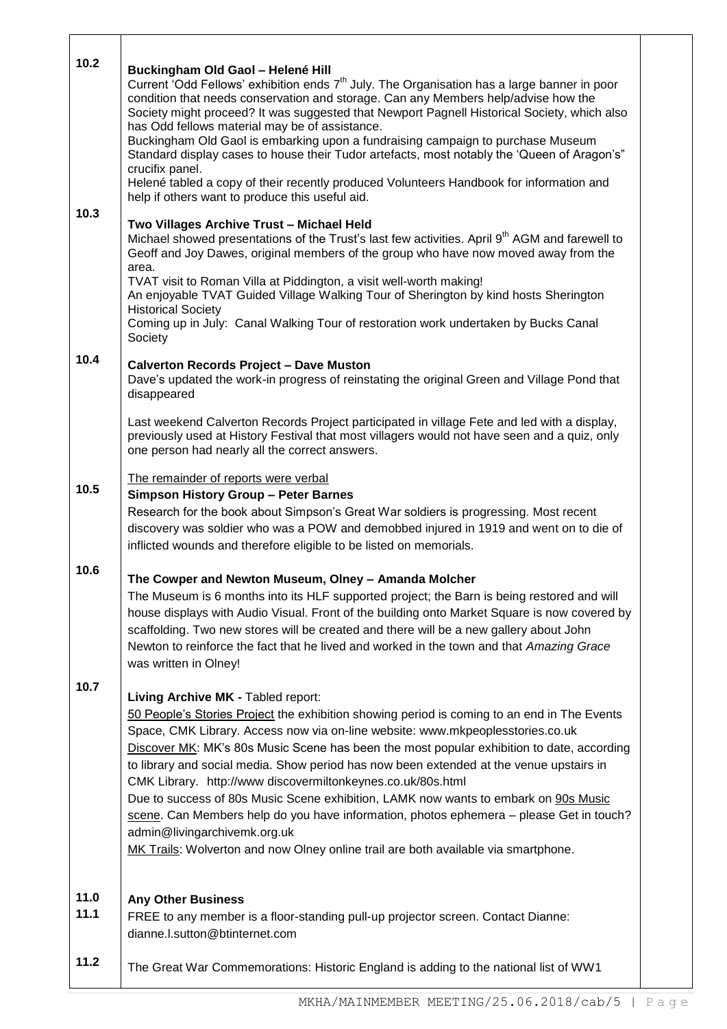**10.2 Buckingham Old Gaol – Helené Hill**

Current 'Odd Fellows' exhibition ends 7th July. The Organisation has a large banner in poor condition that needs conservation and storage. Can any Members help/advise how the Society might proceed? It was suggested that Newport Pagnell Historical Society, which also has Odd fellows material may be of assistance.

Buckingham Old Gaol is embarking upon a fundraising campaign to purchase Museum Standard display cases to house their Tudor artefacts, most notably the 'Queen of Aragon's" crucifix panel.

Helené tabled a copy of their recently produced Volunteers Handbook for information and help if others want to produce this useful aid.

**10.3 Two Villages Archive Trust – Michael Held**

Michael showed presentations of the Trust's last few activities. April 9th AGM and farewell to Geoff and Joy Dawes, original members of the group who have now moved away from the area.

TVAT visit to Roman Villa at Piddington, a visit well-worth making!

An enjoyable TVAT Guided Village Walking Tour of Sherington by kind hosts Sherington Historical Society

Coming up in July: Canal Walking Tour of restoration work undertaken by Bucks Canal Society

**10.4 Calverton Records Project – Dave Muston**

Dave's updated the work-in progress of reinstating the original Green and Village Pond that disappeared

Last weekend Calverton Records Project participated in village Fete and led with a display, previously used at History Festival that most villagers would not have seen and a quiz, only one person had nearly all the correct answers.

The remainder of reports were verbal

**10.5 Simpson History Group – Peter Barnes**

Research for the book about Simpson's Great War soldiers is progressing. Most recent discovery was soldier who was a POW and demobbed injured in 1919 and went on to die of inflicted wounds and therefore eligible to be listed on memorials.

**10.6 The Cowper and Newton Museum, Olney – Amanda Molcher**

The Museum is 6 months into its HLF supported project; the Barn is being restored and will house displays with Audio Visual. Front of the building onto Market Square is now covered by scaffolding. Two new stores will be created and there will be a new gallery about John Newton to reinforce the fact that he lived and worked in the town and that *Amazing Grace* was written in Olney!

**10.7 Living Archive MK -** Tabled report:

50 People's Stories Project the exhibition showing period is coming to an end in The Events Space, CMK Library. Access now via on-line website: www.mkpeoplesstories.co.uk

Discover MK: MK's 80s Music Scene has been the most popular exhibition to date, according to library and social media. Show period has now been extended at the venue upstairs in CMK Library. http://www discovermiltonkeynes.co.uk/80s.html

Due to success of 80s Music Scene exhibition, LAMK now wants to embark on 90s Music scene. Can Members help do you have information, photos ephemera – please Get in touch? admin@livingarchivemk.org.uk

MK Trails: Wolverton and now Olney online trail are both available via smartphone.

**11.0 Any Other Business**

**11.1** FREE to any member is a floor-standing pull-up projector screen. Contact Dianne: dianne.l.sutton@btinternet.com

**11.2** The Great War Commemorations: Historic England is adding to the national list of WW1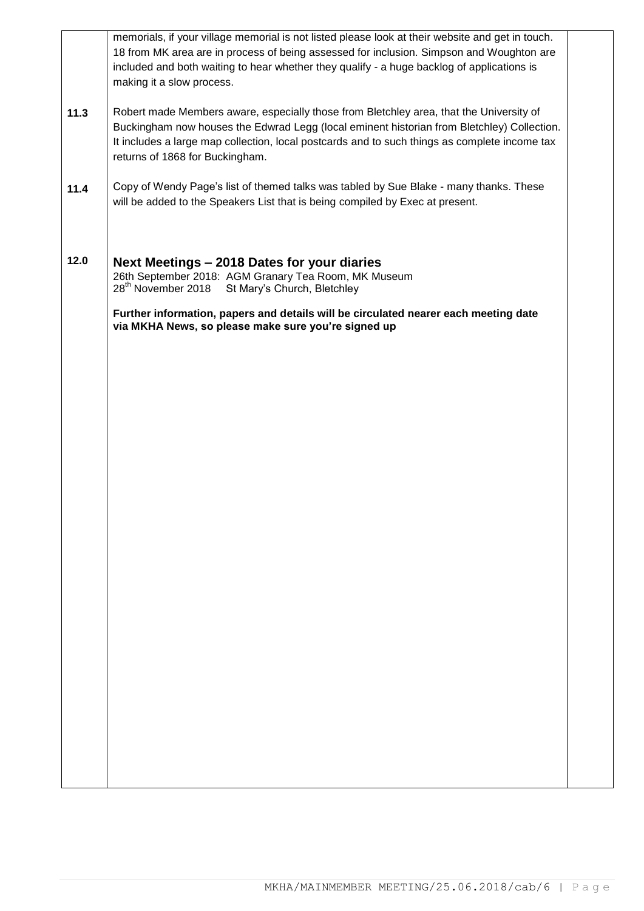| | | |
|---|---|---|
| | memorials, if your village memorial is not listed please look at their website and get in touch. 18 from MK area are in process of being assessed for inclusion. Simpson and Woughton are included and both waiting to hear whether they qualify - a huge backlog of applications is making it a slow process. | |
| **11.3** | Robert made Members aware, especially those from Bletchley area, that the University of Buckingham now houses the Edwrad Legg (local eminent historian from Bletchley) Collection. It includes a large map collection, local postcards and to such things as complete income tax returns of 1868 for Buckingham. | |
| **11.4** | Copy of Wendy Page's list of themed talks was tabled by Sue Blake - many thanks. These will be added to the Speakers List that is being compiled by Exec at present. | |
| **12.0** | **Next Meetings – 2018 Dates for your diaries**<br>26th September 2018: AGM Granary Tea Room, MK Museum<br>28th November 2018 St Mary's Church, Bletchley<br><br>**Further information, papers and details will be circulated nearer each meeting date via MKHA News, so please make sure you're signed up** | |